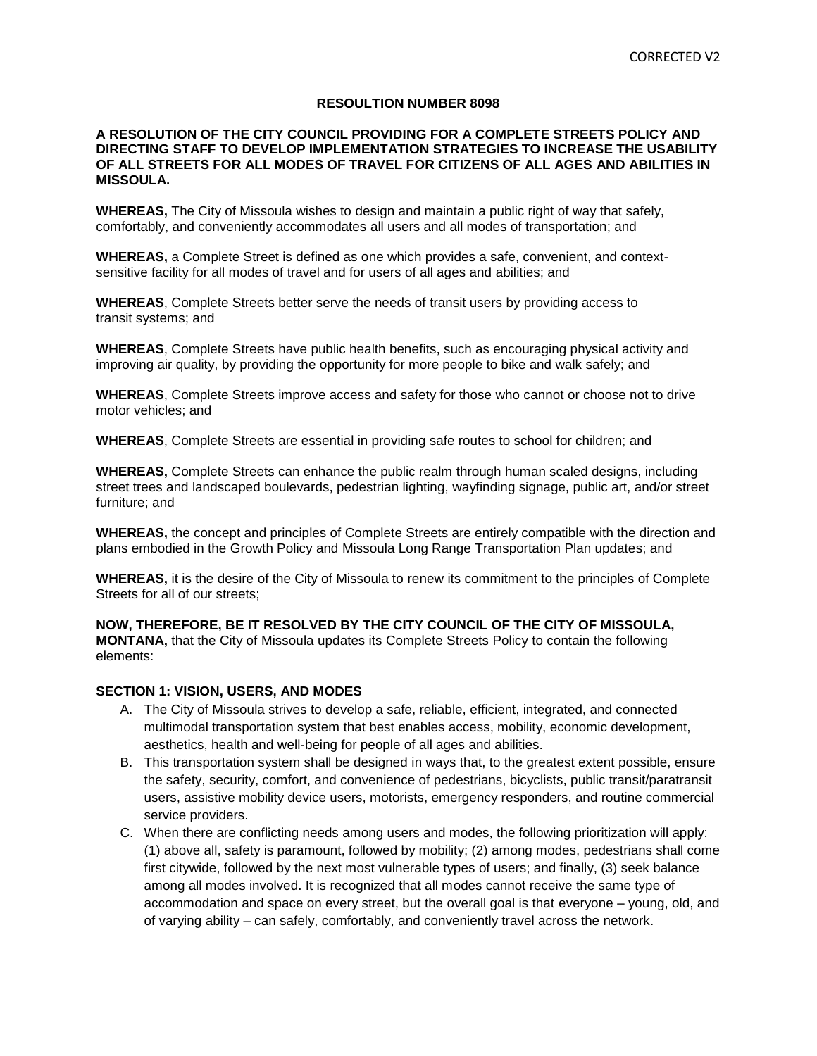CORRECTED V2

# RESOULTION NUMBER 8098

**A RESOLUTION OF THE CITY COUNCIL PROVIDING FOR A COMPLETE STREETS POLICY AND DIRECTING STAFF TO DEVELOP IMPLEMENTATION STRATEGIES TO INCREASE THE USABILITY OF ALL STREETS FOR ALL MODES OF TRAVEL FOR CITIZENS OF ALL AGES AND ABILITIES IN MISSOULA.**

**WHEREAS,** The City of Missoula wishes to design and maintain a public right of way that safely, comfortably, and conveniently accommodates all users and all modes of transportation; and

**WHEREAS,** a Complete Street is defined as one which provides a safe, convenient, and context-sensitive facility for all modes of travel and for users of all ages and abilities; and

**WHEREAS**, Complete Streets better serve the needs of transit users by providing access to transit systems; and

**WHEREAS**, Complete Streets have public health benefits, such as encouraging physical activity and improving air quality, by providing the opportunity for more people to bike and walk safely; and

**WHEREAS**, Complete Streets improve access and safety for those who cannot or choose not to drive motor vehicles; and

**WHEREAS**, Complete Streets are essential in providing safe routes to school for children; and

**WHEREAS,** Complete Streets can enhance the public realm through human scaled designs, including street trees and landscaped boulevards, pedestrian lighting, wayfinding signage, public art, and/or street furniture; and

**WHEREAS,** the concept and principles of Complete Streets are entirely compatible with the direction and plans embodied in the Growth Policy and Missoula Long Range Transportation Plan updates; and

**WHEREAS,** it is the desire of the City of Missoula to renew its commitment to the principles of Complete Streets for all of our streets;

**NOW, THEREFORE, BE IT RESOLVED BY THE CITY COUNCIL OF THE CITY OF MISSOULA, MONTANA,** that the City of Missoula updates its Complete Streets Policy to contain the following elements:

## SECTION 1: VISION, USERS, AND MODES

A. The City of Missoula strives to develop a safe, reliable, efficient, integrated, and connected multimodal transportation system that best enables access, mobility, economic development, aesthetics, health and well-being for people of all ages and abilities.

B. This transportation system shall be designed in ways that, to the greatest extent possible, ensure the safety, security, comfort, and convenience of pedestrians, bicyclists, public transit/paratransit users, assistive mobility device users, motorists, emergency responders, and routine commercial service providers.

C. When there are conflicting needs among users and modes, the following prioritization will apply: (1) above all, safety is paramount, followed by mobility; (2) among modes, pedestrians shall come first citywide, followed by the next most vulnerable types of users; and finally, (3) seek balance among all modes involved. It is recognized that all modes cannot receive the same type of accommodation and space on every street, but the overall goal is that everyone – young, old, and of varying ability – can safely, comfortably, and conveniently travel across the network.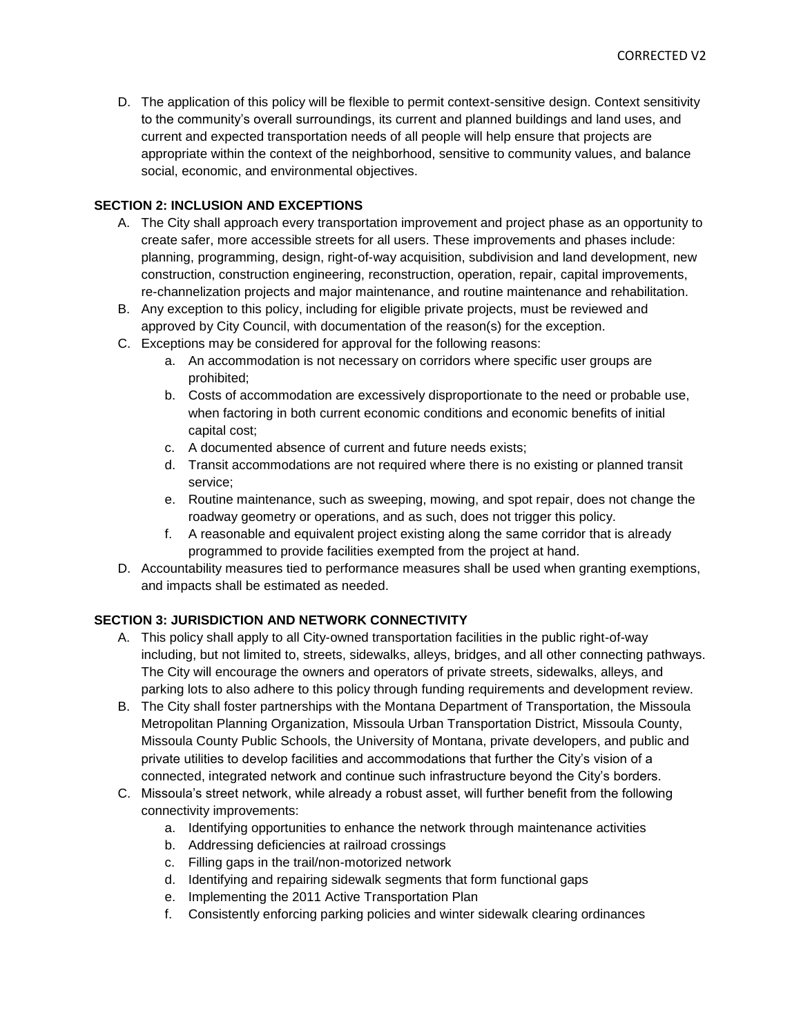D. The application of this policy will be flexible to permit context-sensitive design. Context sensitivity to the community's overall surroundings, its current and planned buildings and land uses, and current and expected transportation needs of all people will help ensure that projects are appropriate within the context of the neighborhood, sensitive to community values, and balance social, economic, and environmental objectives.

**SECTION 2: INCLUSION AND EXCEPTIONS**

A. The City shall approach every transportation improvement and project phase as an opportunity to create safer, more accessible streets for all users. These improvements and phases include: planning, programming, design, right-of-way acquisition, subdivision and land development, new construction, construction engineering, reconstruction, operation, repair, capital improvements, re-channelization projects and major maintenance, and routine maintenance and rehabilitation.

B. Any exception to this policy, including for eligible private projects, must be reviewed and approved by City Council, with documentation of the reason(s) for the exception.

C. Exceptions may be considered for approval for the following reasons:
   a. An accommodation is not necessary on corridors where specific user groups are prohibited;
   b. Costs of accommodation are excessively disproportionate to the need or probable use, when factoring in both current economic conditions and economic benefits of initial capital cost;
   c. A documented absence of current and future needs exists;
   d. Transit accommodations are not required where there is no existing or planned transit service;
   e. Routine maintenance, such as sweeping, mowing, and spot repair, does not change the roadway geometry or operations, and as such, does not trigger this policy.
   f. A reasonable and equivalent project existing along the same corridor that is already programmed to provide facilities exempted from the project at hand.

D. Accountability measures tied to performance measures shall be used when granting exemptions, and impacts shall be estimated as needed.

**SECTION 3: JURISDICTION AND NETWORK CONNECTIVITY**

A. This policy shall apply to all City-owned transportation facilities in the public right-of-way including, but not limited to, streets, sidewalks, alleys, bridges, and all other connecting pathways. The City will encourage the owners and operators of private streets, sidewalks, alleys, and parking lots to also adhere to this policy through funding requirements and development review.

B. The City shall foster partnerships with the Montana Department of Transportation, the Missoula Metropolitan Planning Organization, Missoula Urban Transportation District, Missoula County, Missoula County Public Schools, the University of Montana, private developers, and public and private utilities to develop facilities and accommodations that further the City's vision of a connected, integrated network and continue such infrastructure beyond the City's borders.

C. Missoula's street network, while already a robust asset, will further benefit from the following connectivity improvements:
   a. Identifying opportunities to enhance the network through maintenance activities
   b. Addressing deficiencies at railroad crossings
   c. Filling gaps in the trail/non-motorized network
   d. Identifying and repairing sidewalk segments that form functional gaps
   e. Implementing the 2011 Active Transportation Plan
   f. Consistently enforcing parking policies and winter sidewalk clearing ordinances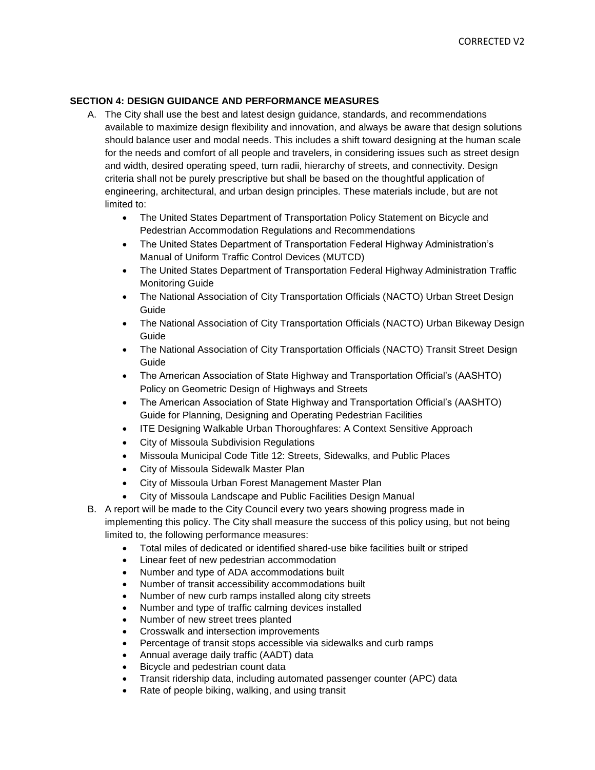## SECTION 4: DESIGN GUIDANCE AND PERFORMANCE MEASURES

A. The City shall use the best and latest design guidance, standards, and recommendations available to maximize design flexibility and innovation, and always be aware that design solutions should balance user and modal needs. This includes a shift toward designing at the human scale for the needs and comfort of all people and travelers, in considering issues such as street design and width, desired operating speed, turn radii, hierarchy of streets, and connectivity. Design criteria shall not be purely prescriptive but shall be based on the thoughtful application of engineering, architectural, and urban design principles. These materials include, but are not limited to:
   - The United States Department of Transportation Policy Statement on Bicycle and Pedestrian Accommodation Regulations and Recommendations
   - The United States Department of Transportation Federal Highway Administration's Manual of Uniform Traffic Control Devices (MUTCD)
   - The United States Department of Transportation Federal Highway Administration Traffic Monitoring Guide
   - The National Association of City Transportation Officials (NACTO) Urban Street Design Guide
   - The National Association of City Transportation Officials (NACTO) Urban Bikeway Design Guide
   - The National Association of City Transportation Officials (NACTO) Transit Street Design Guide
   - The American Association of State Highway and Transportation Official's (AASHTO) Policy on Geometric Design of Highways and Streets
   - The American Association of State Highway and Transportation Official's (AASHTO) Guide for Planning, Designing and Operating Pedestrian Facilities
   - ITE Designing Walkable Urban Thoroughfares: A Context Sensitive Approach
   - City of Missoula Subdivision Regulations
   - Missoula Municipal Code Title 12: Streets, Sidewalks, and Public Places
   - City of Missoula Sidewalk Master Plan
   - City of Missoula Urban Forest Management Master Plan
   - City of Missoula Landscape and Public Facilities Design Manual

B. A report will be made to the City Council every two years showing progress made in implementing this policy. The City shall measure the success of this policy using, but not being limited to, the following performance measures:
   - Total miles of dedicated or identified shared-use bike facilities built or striped
   - Linear feet of new pedestrian accommodation
   - Number and type of ADA accommodations built
   - Number of transit accessibility accommodations built
   - Number of new curb ramps installed along city streets
   - Number and type of traffic calming devices installed
   - Number of new street trees planted
   - Crosswalk and intersection improvements
   - Percentage of transit stops accessible via sidewalks and curb ramps
   - Annual average daily traffic (AADT) data
   - Bicycle and pedestrian count data
   - Transit ridership data, including automated passenger counter (APC) data
   - Rate of people biking, walking, and using transit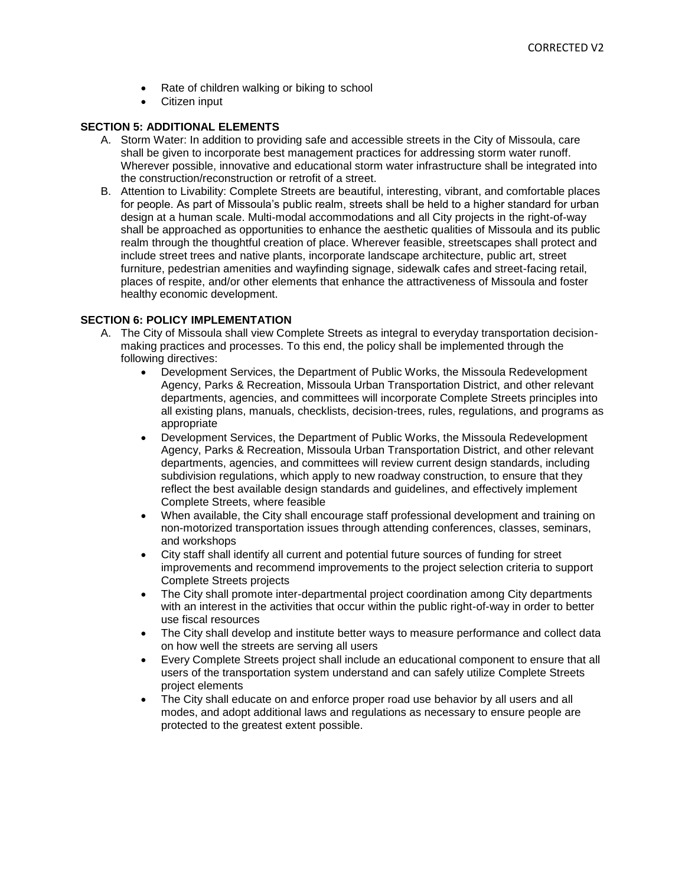- Rate of children walking or biking to school
- Citizen input

**SECTION 5: ADDITIONAL ELEMENTS**

A. Storm Water: In addition to providing safe and accessible streets in the City of Missoula, care shall be given to incorporate best management practices for addressing storm water runoff. Wherever possible, innovative and educational storm water infrastructure shall be integrated into the construction/reconstruction or retrofit of a street.

B. Attention to Livability: Complete Streets are beautiful, interesting, vibrant, and comfortable places for people. As part of Missoula's public realm, streets shall be held to a higher standard for urban design at a human scale. Multi-modal accommodations and all City projects in the right-of-way shall be approached as opportunities to enhance the aesthetic qualities of Missoula and its public realm through the thoughtful creation of place. Wherever feasible, streetscapes shall protect and include street trees and native plants, incorporate landscape architecture, public art, street furniture, pedestrian amenities and wayfinding signage, sidewalk cafes and street-facing retail, places of respite, and/or other elements that enhance the attractiveness of Missoula and foster healthy economic development.

**SECTION 6: POLICY IMPLEMENTATION**

A. The City of Missoula shall view Complete Streets as integral to everyday transportation decision-making practices and processes. To this end, the policy shall be implemented through the following directives:
   - Development Services, the Department of Public Works, the Missoula Redevelopment Agency, Parks & Recreation, Missoula Urban Transportation District, and other relevant departments, agencies, and committees will incorporate Complete Streets principles into all existing plans, manuals, checklists, decision-trees, rules, regulations, and programs as appropriate
   - Development Services, the Department of Public Works, the Missoula Redevelopment Agency, Parks & Recreation, Missoula Urban Transportation District, and other relevant departments, agencies, and committees will review current design standards, including subdivision regulations, which apply to new roadway construction, to ensure that they reflect the best available design standards and guidelines, and effectively implement Complete Streets, where feasible
   - When available, the City shall encourage staff professional development and training on non-motorized transportation issues through attending conferences, classes, seminars, and workshops
   - City staff shall identify all current and potential future sources of funding for street improvements and recommend improvements to the project selection criteria to support Complete Streets projects
   - The City shall promote inter-departmental project coordination among City departments with an interest in the activities that occur within the public right-of-way in order to better use fiscal resources
   - The City shall develop and institute better ways to measure performance and collect data on how well the streets are serving all users
   - Every Complete Streets project shall include an educational component to ensure that all users of the transportation system understand and can safely utilize Complete Streets project elements
   - The City shall educate on and enforce proper road use behavior by all users and all modes, and adopt additional laws and regulations as necessary to ensure people are protected to the greatest extent possible.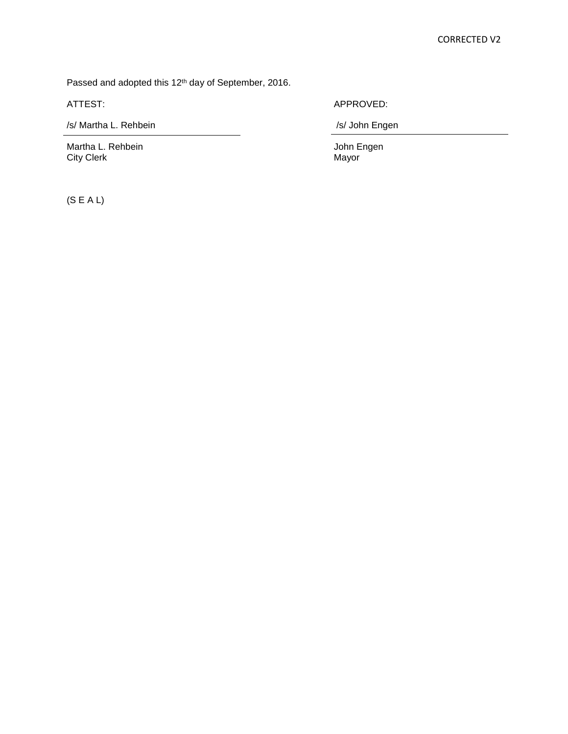CORRECTED V2

Passed and adopted this 12th day of September, 2016.

| | |
|---|---|
| ATTEST: | APPROVED: |
| /s/ Martha L. Rehbein | /s/ John Engen |
| Martha L. Rehbein<br>City Clerk | John Engen<br>Mayor |

(S E A L)